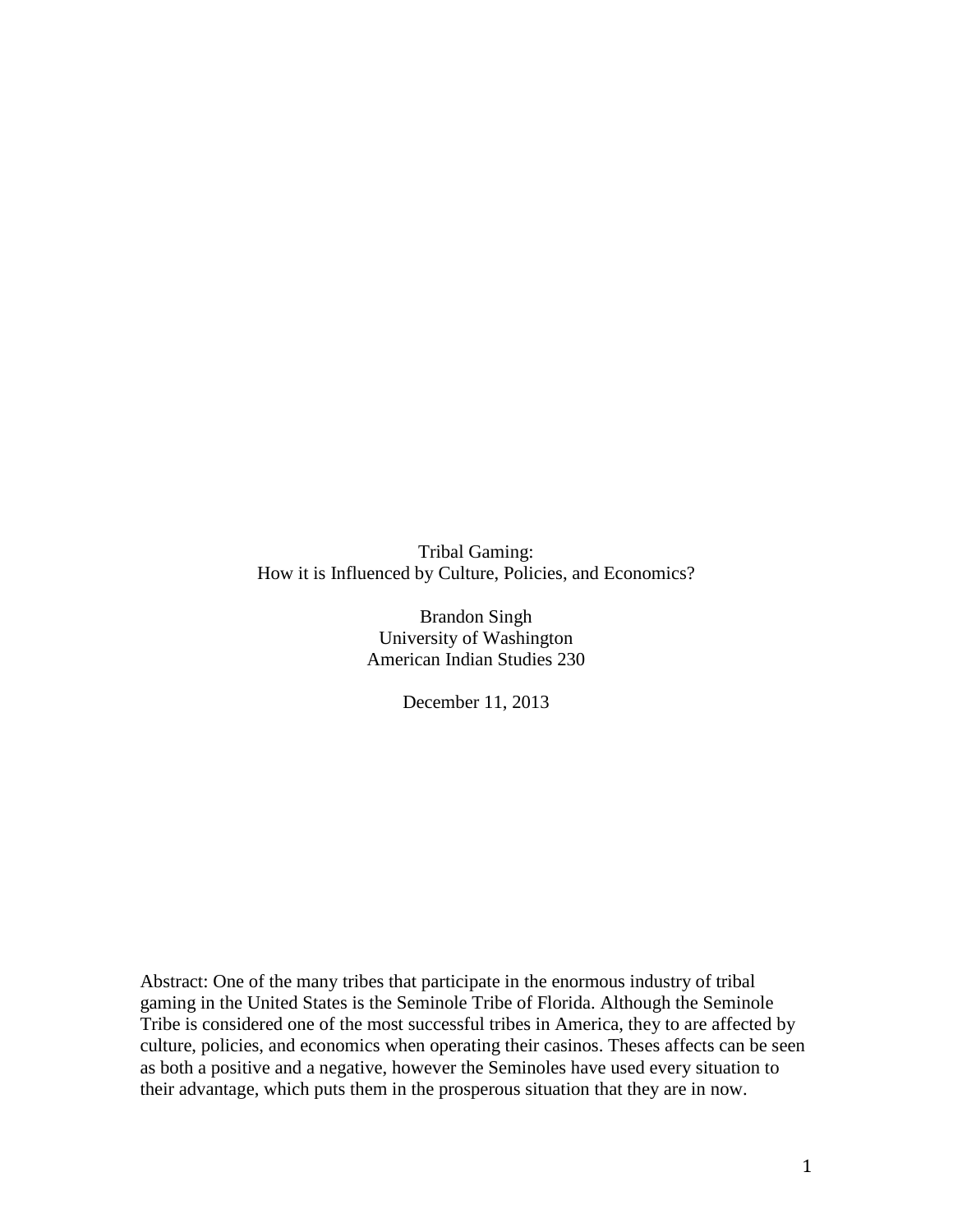# Tribal Gaming:
## How it is Influenced by Culture, Policies, and Economics?

Brandon Singh
University of Washington
American Indian Studies 230

December 11, 2013

Abstract: One of the many tribes that participate in the enormous industry of tribal gaming in the United States is the Seminole Tribe of Florida. Although the Seminole Tribe is considered one of the most successful tribes in America, they to are affected by culture, policies, and economics when operating their casinos. Theses affects can be seen as both a positive and a negative, however the Seminoles have used every situation to their advantage, which puts them in the prosperous situation that they are in now.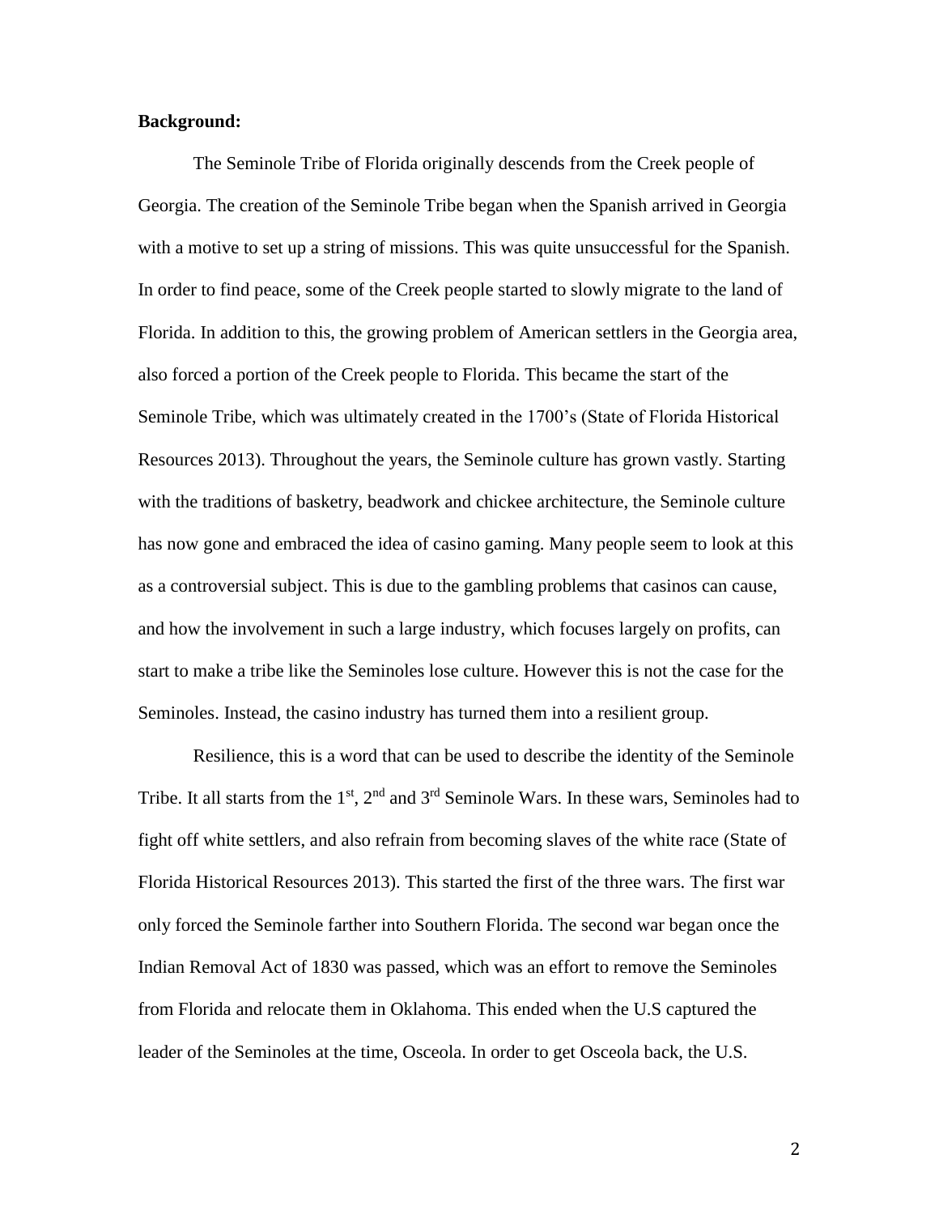**Background:**

The Seminole Tribe of Florida originally descends from the Creek people of Georgia. The creation of the Seminole Tribe began when the Spanish arrived in Georgia with a motive to set up a string of missions. This was quite unsuccessful for the Spanish. In order to find peace, some of the Creek people started to slowly migrate to the land of Florida. In addition to this, the growing problem of American settlers in the Georgia area, also forced a portion of the Creek people to Florida. This became the start of the Seminole Tribe, which was ultimately created in the 1700's (State of Florida Historical Resources 2013). Throughout the years, the Seminole culture has grown vastly. Starting with the traditions of basketry, beadwork and chickee architecture, the Seminole culture has now gone and embraced the idea of casino gaming. Many people seem to look at this as a controversial subject. This is due to the gambling problems that casinos can cause, and how the involvement in such a large industry, which focuses largely on profits, can start to make a tribe like the Seminoles lose culture. However this is not the case for the Seminoles. Instead, the casino industry has turned them into a resilient group.

Resilience, this is a word that can be used to describe the identity of the Seminole Tribe. It all starts from the 1st, 2nd and 3rd Seminole Wars. In these wars, Seminoles had to fight off white settlers, and also refrain from becoming slaves of the white race (State of Florida Historical Resources 2013). This started the first of the three wars. The first war only forced the Seminole farther into Southern Florida. The second war began once the Indian Removal Act of 1830 was passed, which was an effort to remove the Seminoles from Florida and relocate them in Oklahoma. This ended when the U.S captured the leader of the Seminoles at the time, Osceola. In order to get Osceola back, the U.S.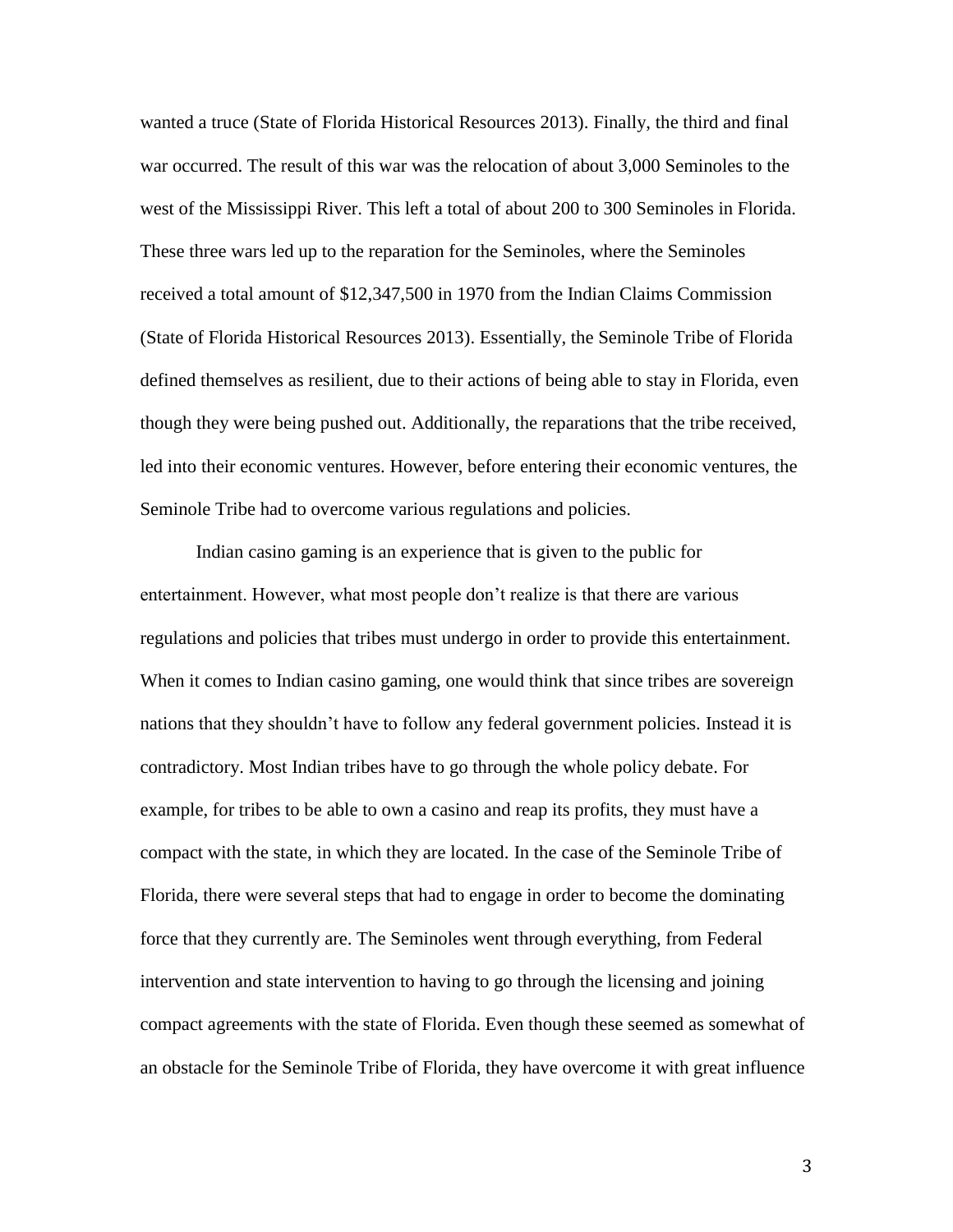wanted a truce (State of Florida Historical Resources 2013). Finally, the third and final war occurred. The result of this war was the relocation of about 3,000 Seminoles to the west of the Mississippi River. This left a total of about 200 to 300 Seminoles in Florida. These three wars led up to the reparation for the Seminoles, where the Seminoles received a total amount of $12,347,500 in 1970 from the Indian Claims Commission (State of Florida Historical Resources 2013). Essentially, the Seminole Tribe of Florida defined themselves as resilient, due to their actions of being able to stay in Florida, even though they were being pushed out. Additionally, the reparations that the tribe received, led into their economic ventures. However, before entering their economic ventures, the Seminole Tribe had to overcome various regulations and policies.

Indian casino gaming is an experience that is given to the public for entertainment. However, what most people don't realize is that there are various regulations and policies that tribes must undergo in order to provide this entertainment. When it comes to Indian casino gaming, one would think that since tribes are sovereign nations that they shouldn't have to follow any federal government policies. Instead it is contradictory. Most Indian tribes have to go through the whole policy debate. For example, for tribes to be able to own a casino and reap its profits, they must have a compact with the state, in which they are located. In the case of the Seminole Tribe of Florida, there were several steps that had to engage in order to become the dominating force that they currently are. The Seminoles went through everything, from Federal intervention and state intervention to having to go through the licensing and joining compact agreements with the state of Florida. Even though these seemed as somewhat of an obstacle for the Seminole Tribe of Florida, they have overcome it with great influence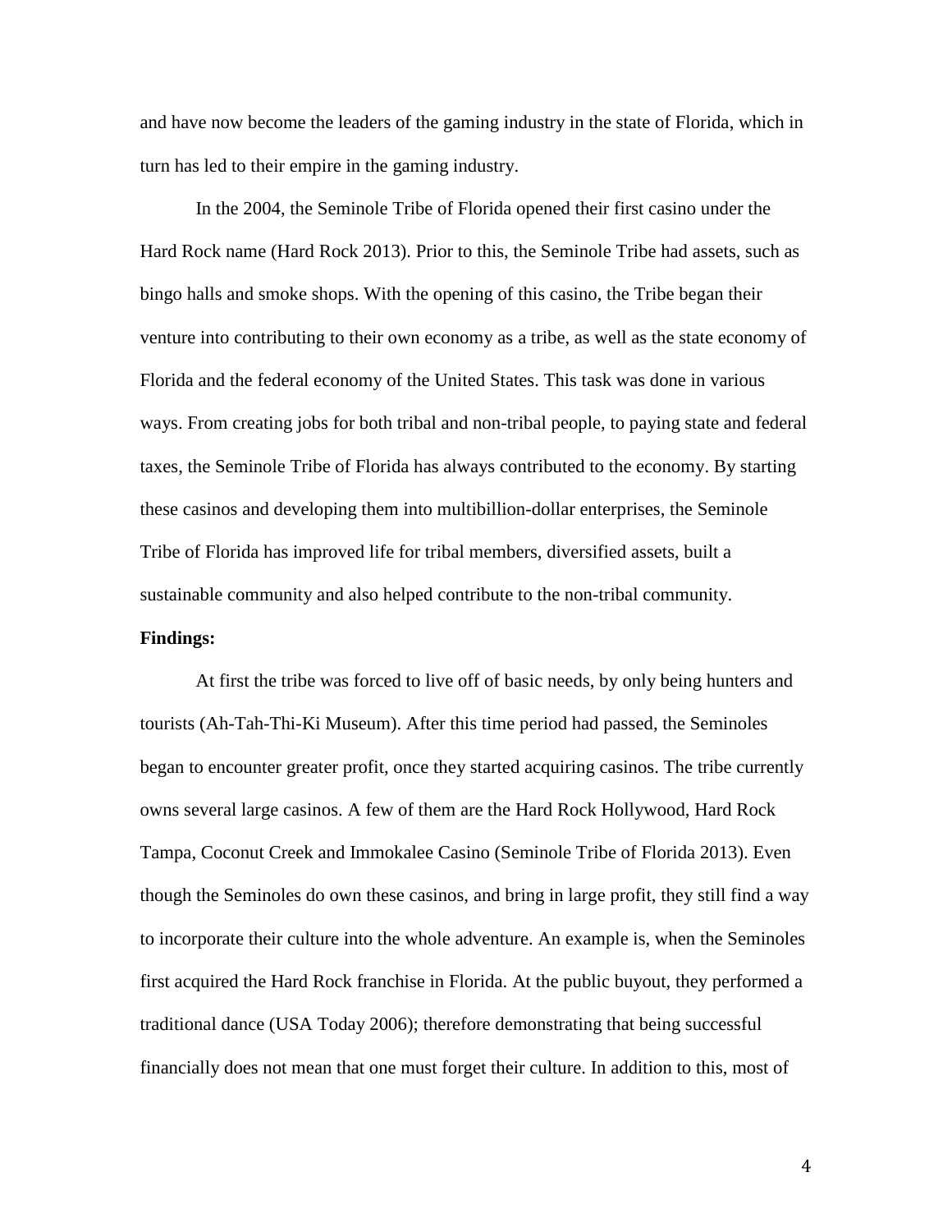and have now become the leaders of the gaming industry in the state of Florida, which in turn has led to their empire in the gaming industry.

In the 2004, the Seminole Tribe of Florida opened their first casino under the Hard Rock name (Hard Rock 2013). Prior to this, the Seminole Tribe had assets, such as bingo halls and smoke shops. With the opening of this casino, the Tribe began their venture into contributing to their own economy as a tribe, as well as the state economy of Florida and the federal economy of the United States. This task was done in various ways. From creating jobs for both tribal and non-tribal people, to paying state and federal taxes, the Seminole Tribe of Florida has always contributed to the economy. By starting these casinos and developing them into multibillion-dollar enterprises, the Seminole Tribe of Florida has improved life for tribal members, diversified assets, built a sustainable community and also helped contribute to the non-tribal community.

**Findings:**

At first the tribe was forced to live off of basic needs, by only being hunters and tourists (Ah-Tah-Thi-Ki Museum). After this time period had passed, the Seminoles began to encounter greater profit, once they started acquiring casinos. The tribe currently owns several large casinos. A few of them are the Hard Rock Hollywood, Hard Rock Tampa, Coconut Creek and Immokalee Casino (Seminole Tribe of Florida 2013). Even though the Seminoles do own these casinos, and bring in large profit, they still find a way to incorporate their culture into the whole adventure. An example is, when the Seminoles first acquired the Hard Rock franchise in Florida. At the public buyout, they performed a traditional dance (USA Today 2006); therefore demonstrating that being successful financially does not mean that one must forget their culture. In addition to this, most of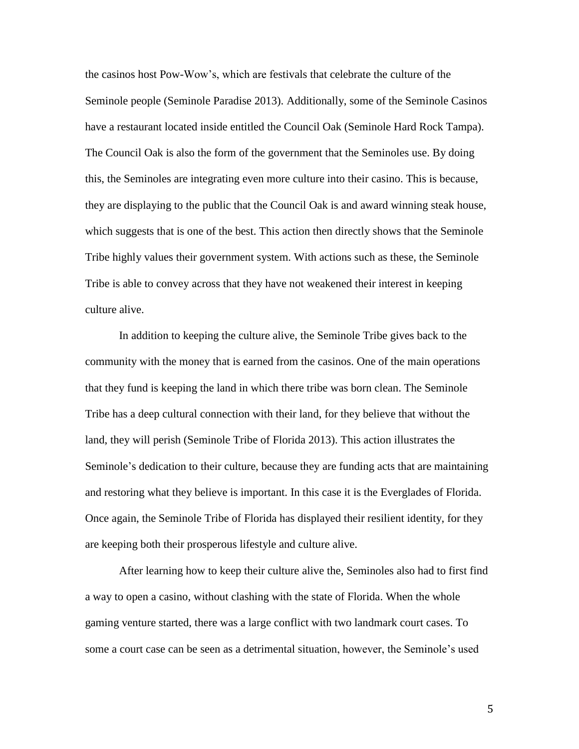the casinos host Pow-Wow's, which are festivals that celebrate the culture of the Seminole people (Seminole Paradise 2013). Additionally, some of the Seminole Casinos have a restaurant located inside entitled the Council Oak (Seminole Hard Rock Tampa). The Council Oak is also the form of the government that the Seminoles use. By doing this, the Seminoles are integrating even more culture into their casino. This is because, they are displaying to the public that the Council Oak is and award winning steak house, which suggests that is one of the best. This action then directly shows that the Seminole Tribe highly values their government system. With actions such as these, the Seminole Tribe is able to convey across that they have not weakened their interest in keeping culture alive.

In addition to keeping the culture alive, the Seminole Tribe gives back to the community with the money that is earned from the casinos. One of the main operations that they fund is keeping the land in which there tribe was born clean. The Seminole Tribe has a deep cultural connection with their land, for they believe that without the land, they will perish (Seminole Tribe of Florida 2013). This action illustrates the Seminole's dedication to their culture, because they are funding acts that are maintaining and restoring what they believe is important. In this case it is the Everglades of Florida. Once again, the Seminole Tribe of Florida has displayed their resilient identity, for they are keeping both their prosperous lifestyle and culture alive.

After learning how to keep their culture alive the, Seminoles also had to first find a way to open a casino, without clashing with the state of Florida. When the whole gaming venture started, there was a large conflict with two landmark court cases. To some a court case can be seen as a detrimental situation, however, the Seminole's used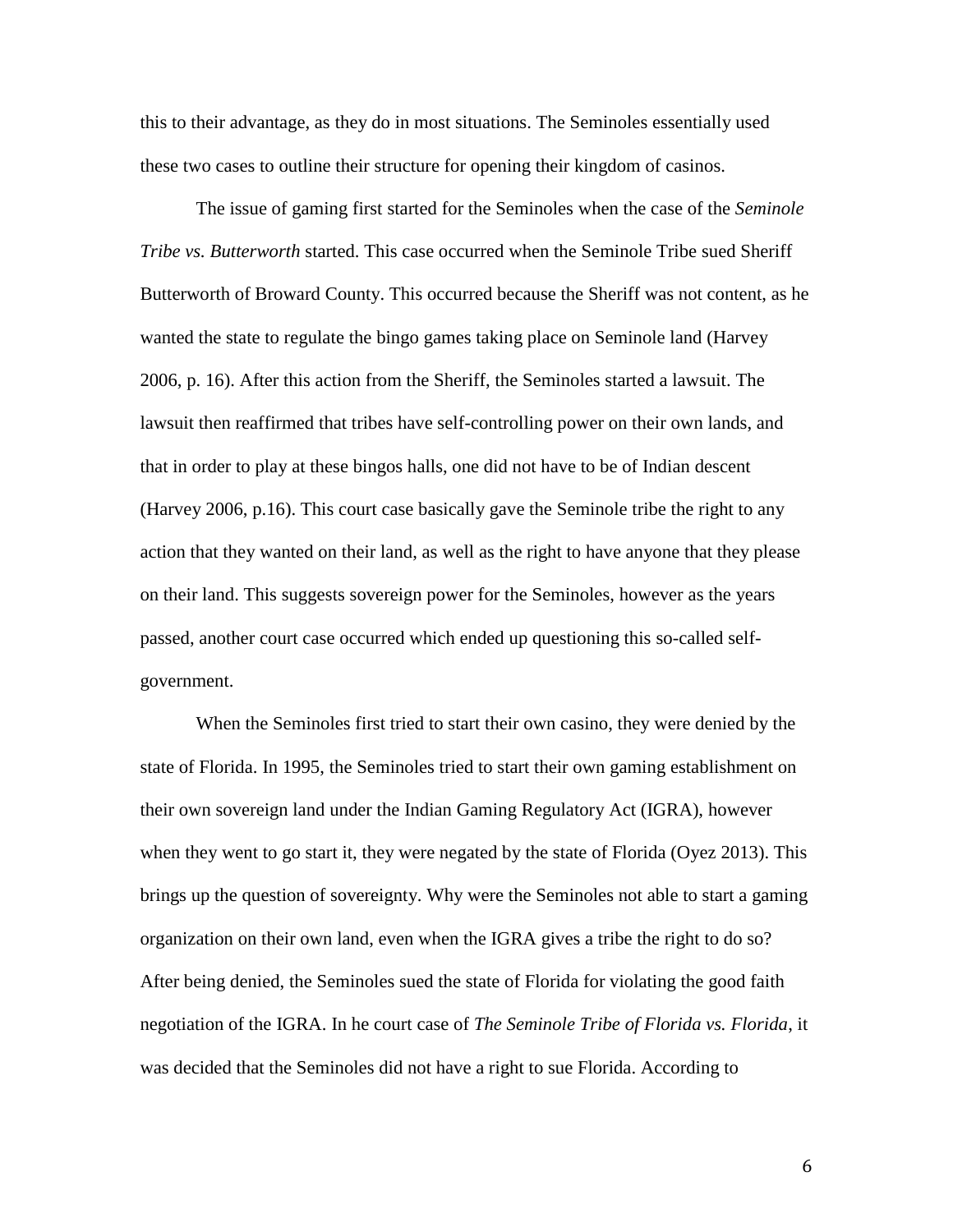this to their advantage, as they do in most situations. The Seminoles essentially used these two cases to outline their structure for opening their kingdom of casinos.

The issue of gaming first started for the Seminoles when the case of the *Seminole Tribe vs. Butterworth* started. This case occurred when the Seminole Tribe sued Sheriff Butterworth of Broward County. This occurred because the Sheriff was not content, as he wanted the state to regulate the bingo games taking place on Seminole land (Harvey 2006, p. 16). After this action from the Sheriff, the Seminoles started a lawsuit. The lawsuit then reaffirmed that tribes have self-controlling power on their own lands, and that in order to play at these bingos halls, one did not have to be of Indian descent (Harvey 2006, p.16). This court case basically gave the Seminole tribe the right to any action that they wanted on their land, as well as the right to have anyone that they please on their land. This suggests sovereign power for the Seminoles, however as the years passed, another court case occurred which ended up questioning this so-called self-government.

When the Seminoles first tried to start their own casino, they were denied by the state of Florida. In 1995, the Seminoles tried to start their own gaming establishment on their own sovereign land under the Indian Gaming Regulatory Act (IGRA), however when they went to go start it, they were negated by the state of Florida (Oyez 2013). This brings up the question of sovereignty. Why were the Seminoles not able to start a gaming organization on their own land, even when the IGRA gives a tribe the right to do so? After being denied, the Seminoles sued the state of Florida for violating the good faith negotiation of the IGRA. In he court case of *The Seminole Tribe of Florida vs. Florida*, it was decided that the Seminoles did not have a right to sue Florida. According to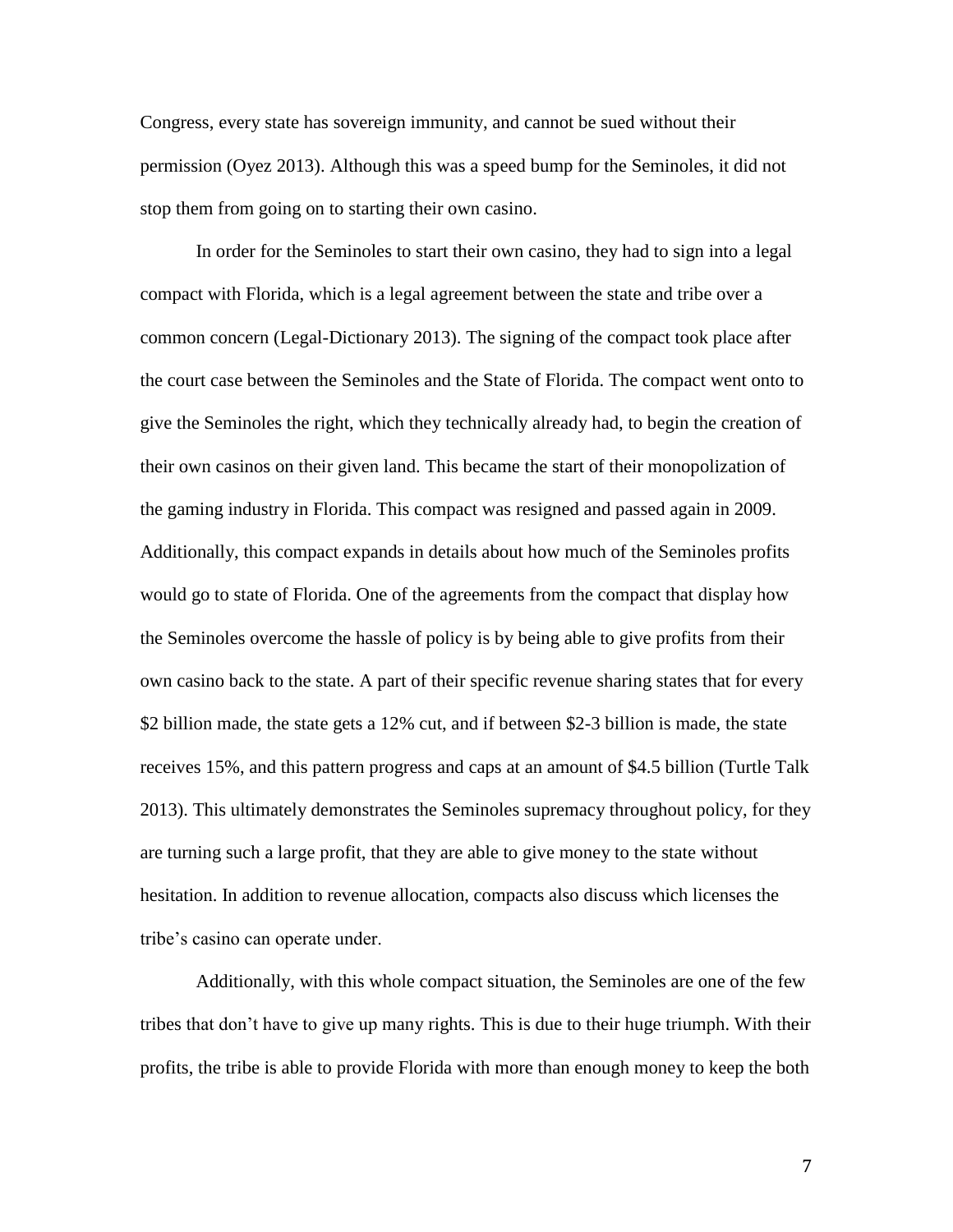Congress, every state has sovereign immunity, and cannot be sued without their permission (Oyez 2013). Although this was a speed bump for the Seminoles, it did not stop them from going on to starting their own casino.

In order for the Seminoles to start their own casino, they had to sign into a legal compact with Florida, which is a legal agreement between the state and tribe over a common concern (Legal-Dictionary 2013). The signing of the compact took place after the court case between the Seminoles and the State of Florida. The compact went onto to give the Seminoles the right, which they technically already had, to begin the creation of their own casinos on their given land. This became the start of their monopolization of the gaming industry in Florida. This compact was resigned and passed again in 2009. Additionally, this compact expands in details about how much of the Seminoles profits would go to state of Florida. One of the agreements from the compact that display how the Seminoles overcome the hassle of policy is by being able to give profits from their own casino back to the state. A part of their specific revenue sharing states that for every $2 billion made, the state gets a 12% cut, and if between $2-3 billion is made, the state receives 15%, and this pattern progress and caps at an amount of $4.5 billion (Turtle Talk 2013). This ultimately demonstrates the Seminoles supremacy throughout policy, for they are turning such a large profit, that they are able to give money to the state without hesitation. In addition to revenue allocation, compacts also discuss which licenses the tribe's casino can operate under.

Additionally, with this whole compact situation, the Seminoles are one of the few tribes that don't have to give up many rights. This is due to their huge triumph. With their profits, the tribe is able to provide Florida with more than enough money to keep the both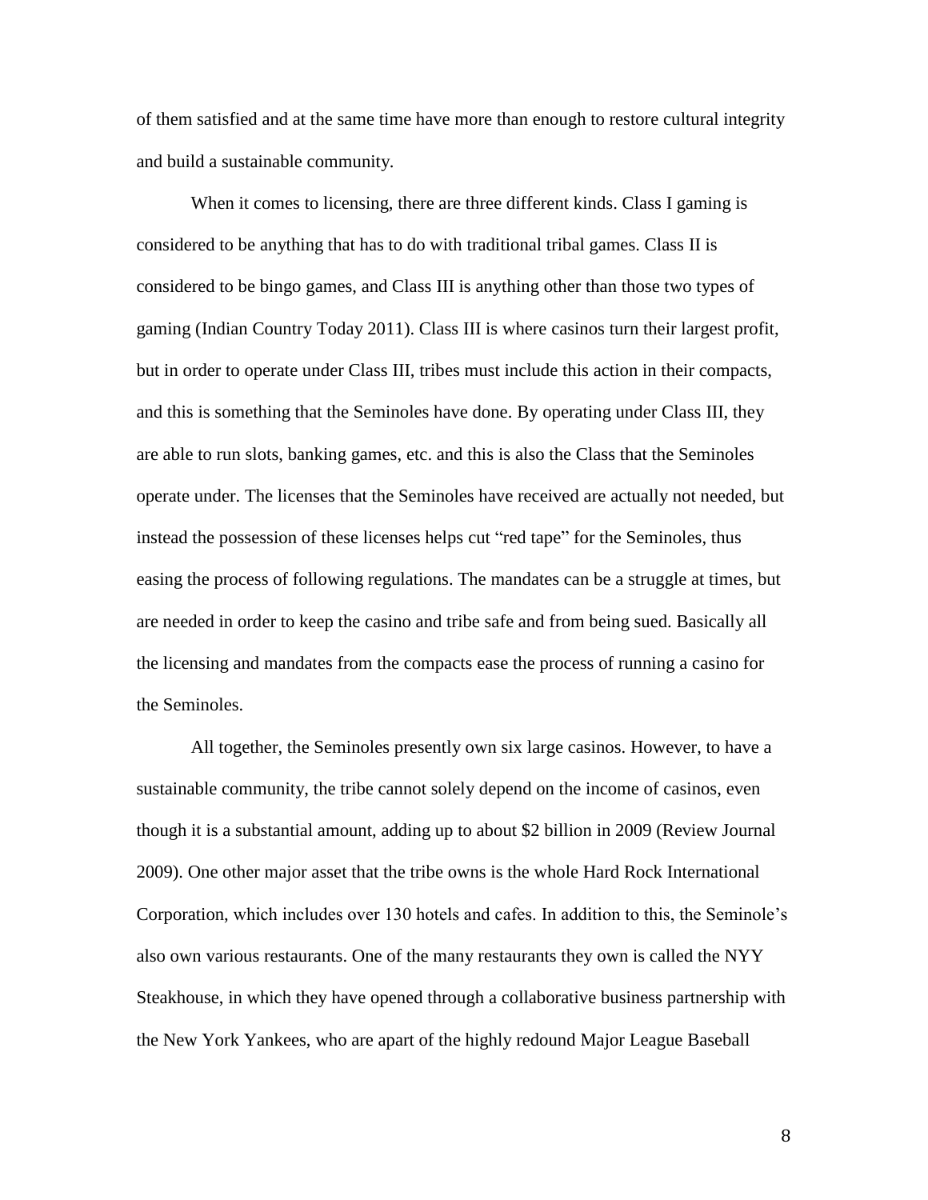of them satisfied and at the same time have more than enough to restore cultural integrity and build a sustainable community.

When it comes to licensing, there are three different kinds. Class I gaming is considered to be anything that has to do with traditional tribal games. Class II is considered to be bingo games, and Class III is anything other than those two types of gaming (Indian Country Today 2011). Class III is where casinos turn their largest profit, but in order to operate under Class III, tribes must include this action in their compacts, and this is something that the Seminoles have done. By operating under Class III, they are able to run slots, banking games, etc. and this is also the Class that the Seminoles operate under. The licenses that the Seminoles have received are actually not needed, but instead the possession of these licenses helps cut "red tape" for the Seminoles, thus easing the process of following regulations. The mandates can be a struggle at times, but are needed in order to keep the casino and tribe safe and from being sued. Basically all the licensing and mandates from the compacts ease the process of running a casino for the Seminoles.

All together, the Seminoles presently own six large casinos. However, to have a sustainable community, the tribe cannot solely depend on the income of casinos, even though it is a substantial amount, adding up to about $2 billion in 2009 (Review Journal 2009). One other major asset that the tribe owns is the whole Hard Rock International Corporation, which includes over 130 hotels and cafes. In addition to this, the Seminole's also own various restaurants. One of the many restaurants they own is called the NYY Steakhouse, in which they have opened through a collaborative business partnership with the New York Yankees, who are apart of the highly redound Major League Baseball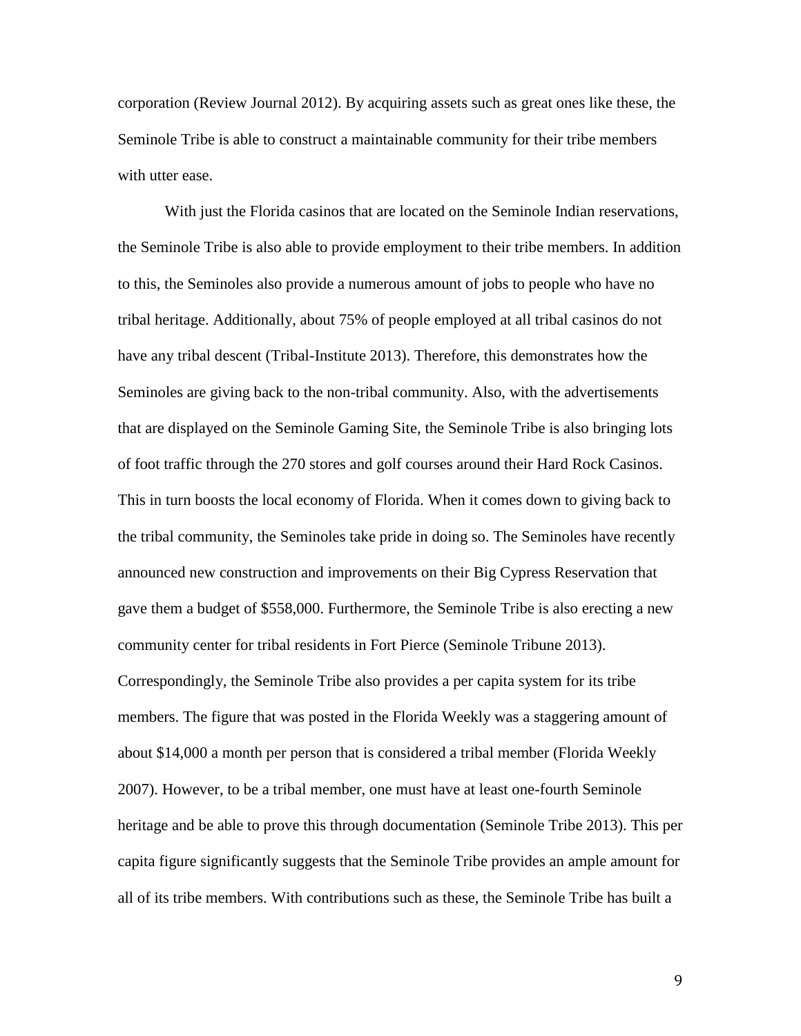corporation (Review Journal 2012). By acquiring assets such as great ones like these, the Seminole Tribe is able to construct a maintainable community for their tribe members with utter ease.

With just the Florida casinos that are located on the Seminole Indian reservations, the Seminole Tribe is also able to provide employment to their tribe members. In addition to this, the Seminoles also provide a numerous amount of jobs to people who have no tribal heritage. Additionally, about 75% of people employed at all tribal casinos do not have any tribal descent (Tribal-Institute 2013). Therefore, this demonstrates how the Seminoles are giving back to the non-tribal community. Also, with the advertisements that are displayed on the Seminole Gaming Site, the Seminole Tribe is also bringing lots of foot traffic through the 270 stores and golf courses around their Hard Rock Casinos. This in turn boosts the local economy of Florida. When it comes down to giving back to the tribal community, the Seminoles take pride in doing so. The Seminoles have recently announced new construction and improvements on their Big Cypress Reservation that gave them a budget of $558,000. Furthermore, the Seminole Tribe is also erecting a new community center for tribal residents in Fort Pierce (Seminole Tribune 2013). Correspondingly, the Seminole Tribe also provides a per capita system for its tribe members. The figure that was posted in the Florida Weekly was a staggering amount of about $14,000 a month per person that is considered a tribal member (Florida Weekly 2007). However, to be a tribal member, one must have at least one-fourth Seminole heritage and be able to prove this through documentation (Seminole Tribe 2013). This per capita figure significantly suggests that the Seminole Tribe provides an ample amount for all of its tribe members. With contributions such as these, the Seminole Tribe has built a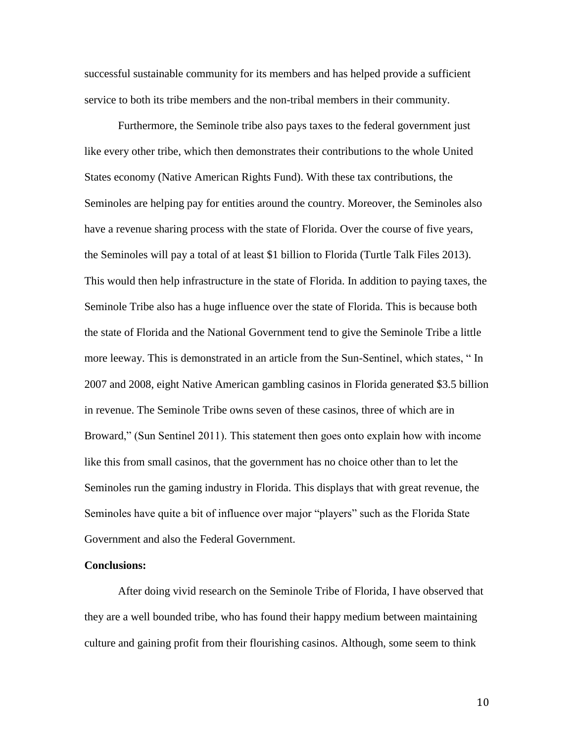successful sustainable community for its members and has helped provide a sufficient service to both its tribe members and the non-tribal members in their community.

Furthermore, the Seminole tribe also pays taxes to the federal government just like every other tribe, which then demonstrates their contributions to the whole United States economy (Native American Rights Fund). With these tax contributions, the Seminoles are helping pay for entities around the country. Moreover, the Seminoles also have a revenue sharing process with the state of Florida. Over the course of five years, the Seminoles will pay a total of at least $1 billion to Florida (Turtle Talk Files 2013). This would then help infrastructure in the state of Florida. In addition to paying taxes, the Seminole Tribe also has a huge influence over the state of Florida. This is because both the state of Florida and the National Government tend to give the Seminole Tribe a little more leeway. This is demonstrated in an article from the Sun-Sentinel, which states, " In 2007 and 2008, eight Native American gambling casinos in Florida generated $3.5 billion in revenue. The Seminole Tribe owns seven of these casinos, three of which are in Broward," (Sun Sentinel 2011). This statement then goes onto explain how with income like this from small casinos, that the government has no choice other than to let the Seminoles run the gaming industry in Florida. This displays that with great revenue, the Seminoles have quite a bit of influence over major "players" such as the Florida State Government and also the Federal Government.

**Conclusions:**

After doing vivid research on the Seminole Tribe of Florida, I have observed that they are a well bounded tribe, who has found their happy medium between maintaining culture and gaining profit from their flourishing casinos. Although, some seem to think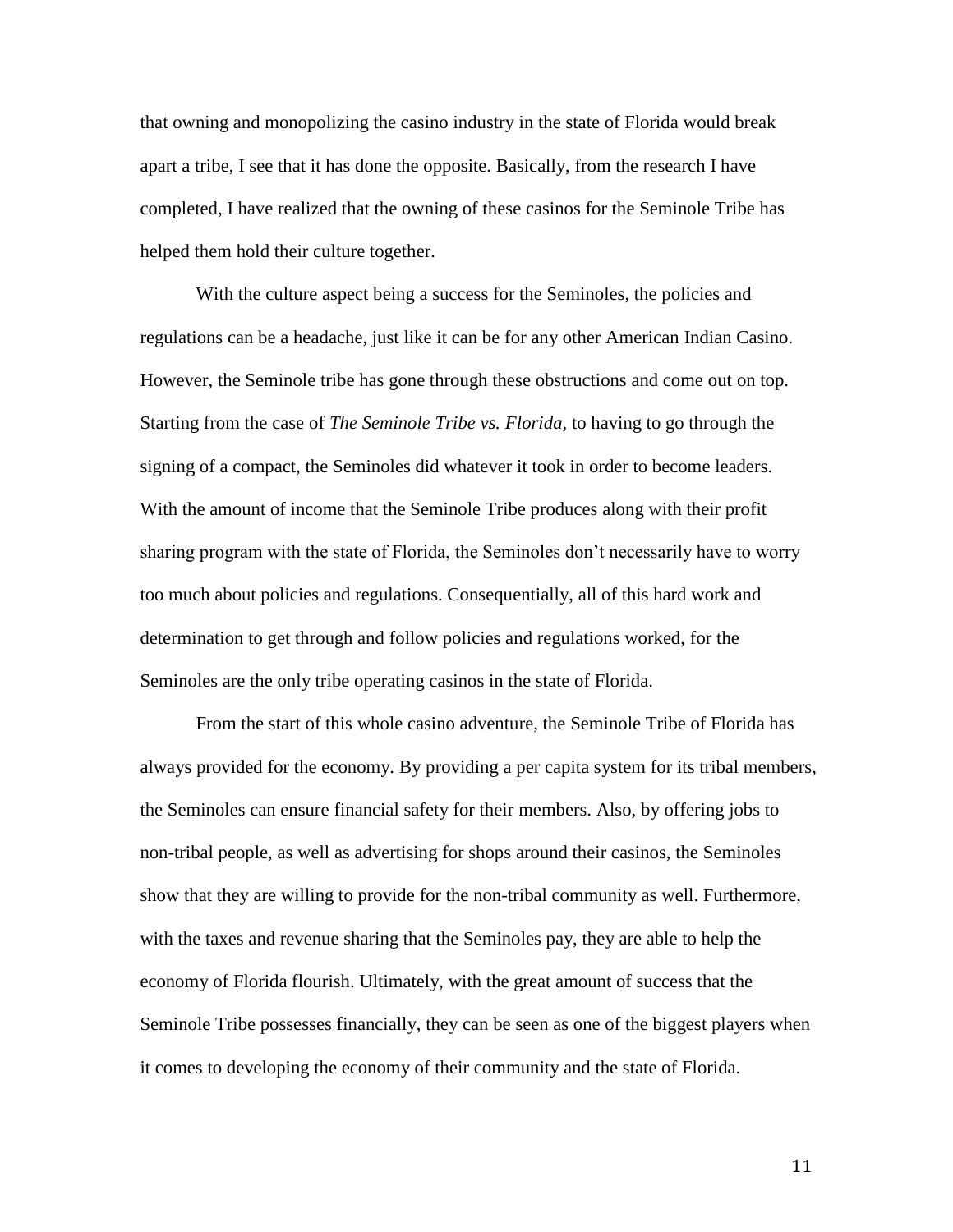that owning and monopolizing the casino industry in the state of Florida would break apart a tribe, I see that it has done the opposite. Basically, from the research I have completed, I have realized that the owning of these casinos for the Seminole Tribe has helped them hold their culture together.

With the culture aspect being a success for the Seminoles, the policies and regulations can be a headache, just like it can be for any other American Indian Casino. However, the Seminole tribe has gone through these obstructions and come out on top. Starting from the case of *The Seminole Tribe vs. Florida*, to having to go through the signing of a compact, the Seminoles did whatever it took in order to become leaders. With the amount of income that the Seminole Tribe produces along with their profit sharing program with the state of Florida, the Seminoles don't necessarily have to worry too much about policies and regulations. Consequentially, all of this hard work and determination to get through and follow policies and regulations worked, for the Seminoles are the only tribe operating casinos in the state of Florida.

From the start of this whole casino adventure, the Seminole Tribe of Florida has always provided for the economy. By providing a per capita system for its tribal members, the Seminoles can ensure financial safety for their members. Also, by offering jobs to non-tribal people, as well as advertising for shops around their casinos, the Seminoles show that they are willing to provide for the non-tribal community as well. Furthermore, with the taxes and revenue sharing that the Seminoles pay, they are able to help the economy of Florida flourish. Ultimately, with the great amount of success that the Seminole Tribe possesses financially, they can be seen as one of the biggest players when it comes to developing the economy of their community and the state of Florida.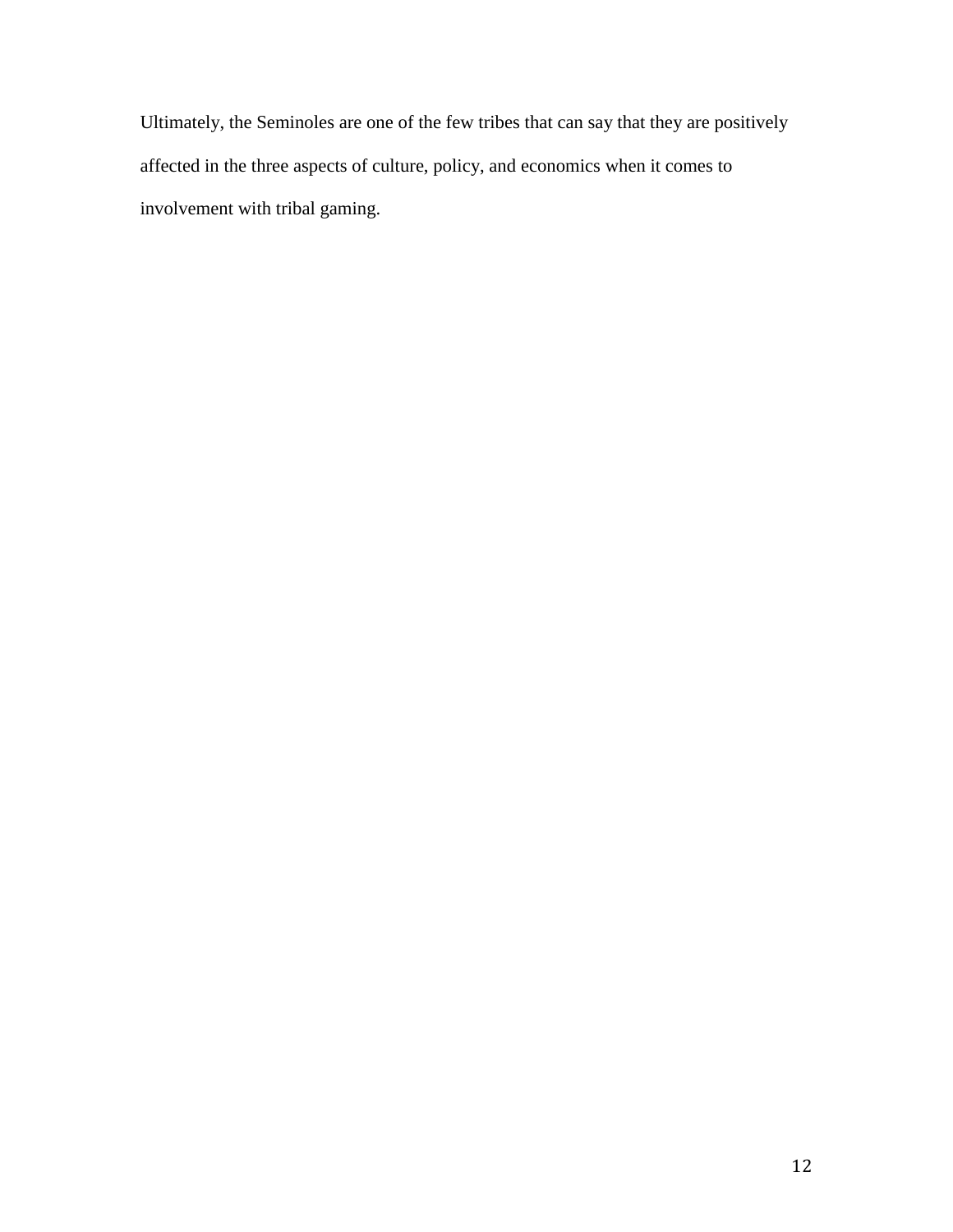Ultimately, the Seminoles are one of the few tribes that can say that they are positively affected in the three aspects of culture, policy, and economics when it comes to involvement with tribal gaming.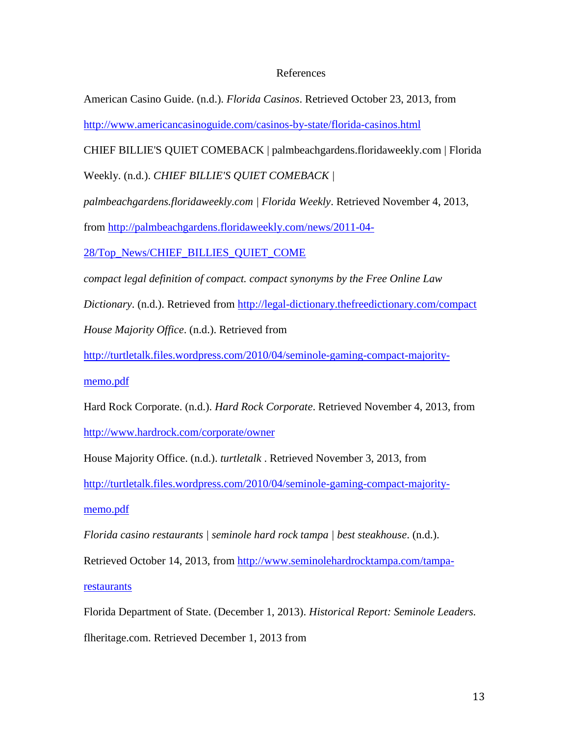# References

American Casino Guide. (n.d.). *Florida Casinos*. Retrieved October 23, 2013, from http://www.americancasinoguide.com/casinos-by-state/florida-casinos.html

CHIEF BILLIE'S QUIET COMEBACK | palmbeachgardens.floridaweekly.com | Florida Weekly. (n.d.). *CHIEF BILLIE'S QUIET COMEBACK | palmbeachgardens.floridaweekly.com | Florida Weekly*. Retrieved November 4, 2013, from http://palmbeachgardens.floridaweekly.com/news/2011-04-28/Top_News/CHIEF_BILLIES_QUIET_COME

*compact legal definition of compact. compact synonyms by the Free Online Law Dictionary*. (n.d.). Retrieved from http://legal-dictionary.thefreedictionary.com/compact

*House Majority Office*. (n.d.). Retrieved from http://turtletalk.files.wordpress.com/2010/04/seminole-gaming-compact-majority-memo.pdf

Hard Rock Corporate. (n.d.). *Hard Rock Corporate*. Retrieved November 4, 2013, from http://www.hardrock.com/corporate/owner

House Majority Office. (n.d.). *turtletalk* . Retrieved November 3, 2013, from http://turtletalk.files.wordpress.com/2010/04/seminole-gaming-compact-majority-memo.pdf

*Florida casino restaurants | seminole hard rock tampa | best steakhouse*. (n.d.). Retrieved October 14, 2013, from http://www.seminolehardrocktampa.com/tampa-restaurants

Florida Department of State. (December 1, 2013). *Historical Report: Seminole Leaders.* flheritage.com. Retrieved December 1, 2013 from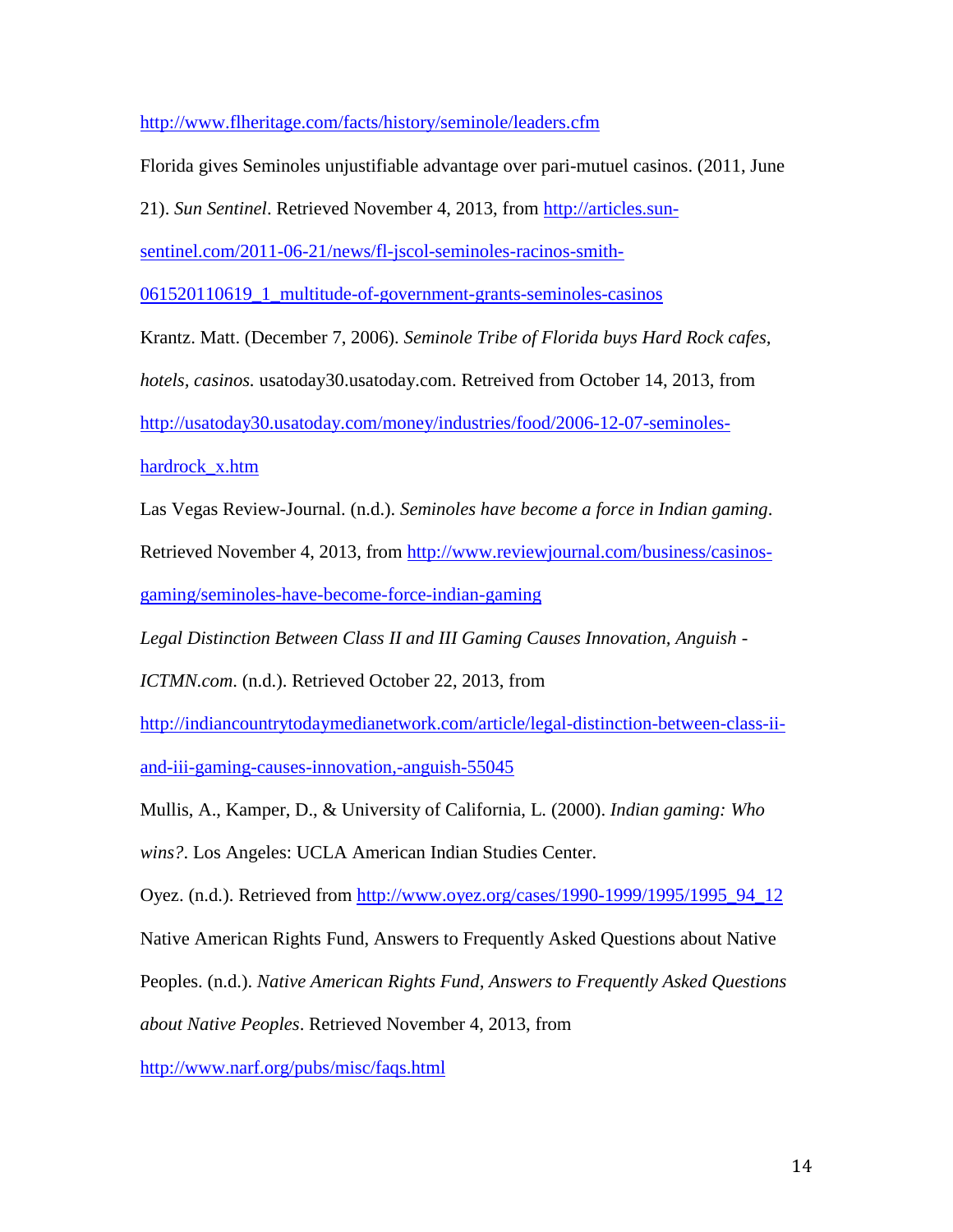http://www.flheritage.com/facts/history/seminole/leaders.cfm

Florida gives Seminoles unjustifiable advantage over pari-mutuel casinos. (2011, June 21). *Sun Sentinel*. Retrieved November 4, 2013, from http://articles.sun-sentinel.com/2011-06-21/news/fl-jscol-seminoles-racinos-smith-061520110619_1_multitude-of-government-grants-seminoles-casinos

Krantz. Matt. (December 7, 2006). *Seminole Tribe of Florida buys Hard Rock cafes, hotels, casinos.* usatoday30.usatoday.com. Retreived from October 14, 2013, from http://usatoday30.usatoday.com/money/industries/food/2006-12-07-seminoles-hardrock_x.htm

Las Vegas Review-Journal. (n.d.). *Seminoles have become a force in Indian gaming*. Retrieved November 4, 2013, from http://www.reviewjournal.com/business/casinos-gaming/seminoles-have-become-force-indian-gaming

*Legal Distinction Between Class II and III Gaming Causes Innovation, Anguish - ICTMN.com*. (n.d.). Retrieved October 22, 2013, from http://indiancountrytodaymedianetwork.com/article/legal-distinction-between-class-ii-and-iii-gaming-causes-innovation,-anguish-55045

Mullis, A., Kamper, D., & University of California, L. (2000). *Indian gaming: Who wins?*. Los Angeles: UCLA American Indian Studies Center.

Oyez. (n.d.). Retrieved from http://www.oyez.org/cases/1990-1999/1995/1995_94_12

Native American Rights Fund, Answers to Frequently Asked Questions about Native Peoples. (n.d.). *Native American Rights Fund, Answers to Frequently Asked Questions about Native Peoples*. Retrieved November 4, 2013, from http://www.narf.org/pubs/misc/faqs.html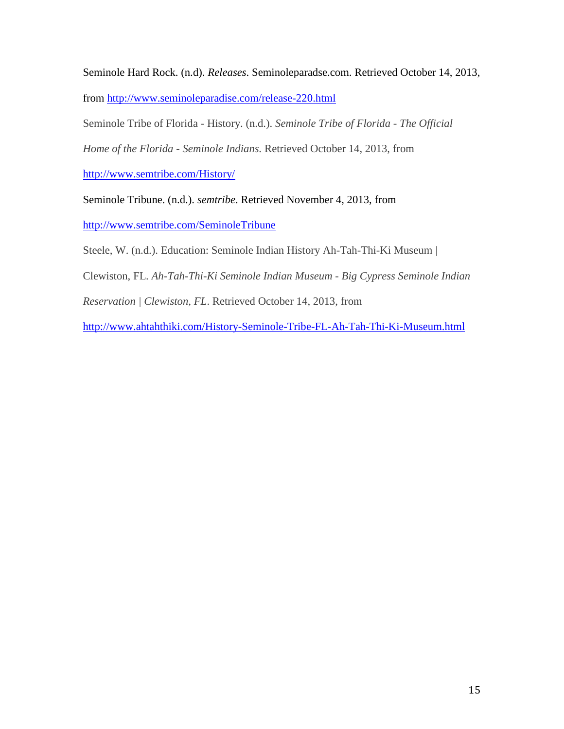Seminole Hard Rock. (n.d). *Releases*. Seminoleparadse.com. Retrieved October 14, 2013, from http://www.seminoleparadise.com/release-220.html

Seminole Tribe of Florida - History. (n.d.). *Seminole Tribe of Florida - The Official Home of the Florida - Seminole Indians.* Retrieved October 14, 2013, from http://www.semtribe.com/History/

Seminole Tribune. (n.d.). *semtribe*. Retrieved November 4, 2013, from http://www.semtribe.com/SeminoleTribune

Steele, W. (n.d.). Education: Seminole Indian History Ah-Tah-Thi-Ki Museum | Clewiston, FL. *Ah-Tah-Thi-Ki Seminole Indian Museum - Big Cypress Seminole Indian Reservation | Clewiston, FL*. Retrieved October 14, 2013, from http://www.ahtahthiki.com/History-Seminole-Tribe-FL-Ah-Tah-Thi-Ki-Museum.html